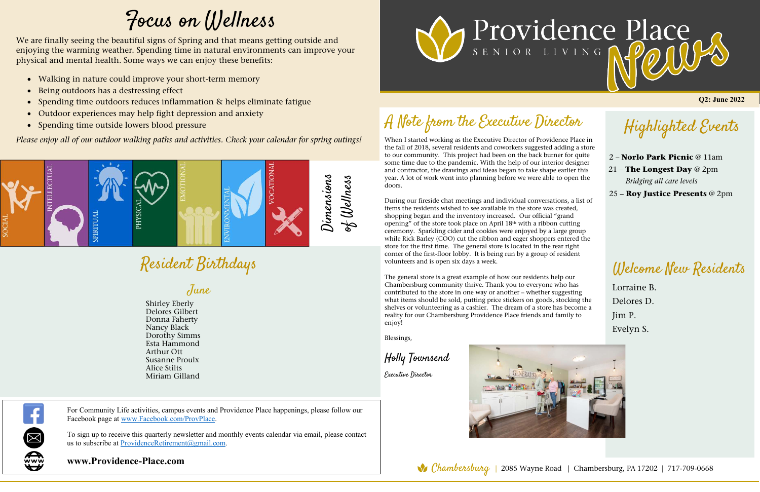# Providence Place Senior Living News

**Q2: June 2022**

## Focus on Wellness

We are finally seeing the beautiful signs of Spring and that means getting outside and enjoying the warming weather. Spending time in natural environments can improve your physical and mental health. Some ways we can enjoy these benefits:

- Walking in nature could improve your short-term memory
- Being outdoors has a destressing effect
- Spending time outdoors reduces inflammation & helps eliminate fatigue
- Outdoor experiences may help fight depression and anxiety
- Spending time outside lowers blood pressure

*Please enjoy all of our outdoor walking paths and activities. Check your calendar for spring outings!*

SOCIAL | INTELLECTUAL | SPIRITUAL | PHYSICAL | EMOTIONAL | ENVIRONMENTAL | VOCATIONAL

Dimensions of Wellness

## Resident Birthdays

### June

Shirley Eberly
Delores Gilbert
Donna Faherty
Nancy Black
Dorothy Simms
Esta Hammond
Arthur Ott
Susanne Proulx
Alice Stilts
Miriam Gilland

For Community Life activities, campus events and Providence Place happenings, please follow our Facebook page at www.Facebook.com/ProvPlace.

To sign up to receive this quarterly newsletter and monthly events calendar via email, please contact us to subscribe at ProvidenceRetirement@gmail.com.

**www.Providence-Place.com**

## A Note from the Executive Director

When I started working as the Executive Director of Providence Place in the fall of 2018, several residents and coworkers suggested adding a store to our community. This project had been on the back burner for quite some time due to the pandemic. With the help of our interior designer and contractor, the drawings and ideas began to take shape earlier this year. A lot of work went into planning before we were able to open the doors.

During our fireside chat meetings and individual conversations, a list of items the residents wished to see available in the store was created, shopping began and the inventory increased. Our official "grand opening" of the store took place on April 18th with a ribbon cutting ceremony. Sparkling cider and cookies were enjoyed by a large group while Rick Barley (COO) cut the ribbon and eager shoppers entered the store for the first time. The general store is located in the rear right corner of the first-floor lobby. It is being run by a group of resident volunteers and is open six days a week.

The general store is a great example of how our residents help our Chambersburg community thrive. Thank you to everyone who has contributed to the store in one way or another – whether suggesting what items should be sold, putting price stickers on goods, stocking the shelves or volunteering as a cashier. The dream of a store has become a reality for our Chambersburg Providence Place friends and family to enjoy!

Blessings,

Holly Townsend
Executive Director

## Highlighted Events

2 – **Norlo Park Picnic** @ 11am
21 – **The Longest Day** @ 2pm
*Bridging all care levels*
25 – **Roy Justice Presents** @ 2pm

## Welcome New Residents

Lorraine B.
Delores D.
Jim P.
Evelyn S.

Chambersburg | 2085 Wayne Road | Chambersburg, PA 17202 | 717-709-0668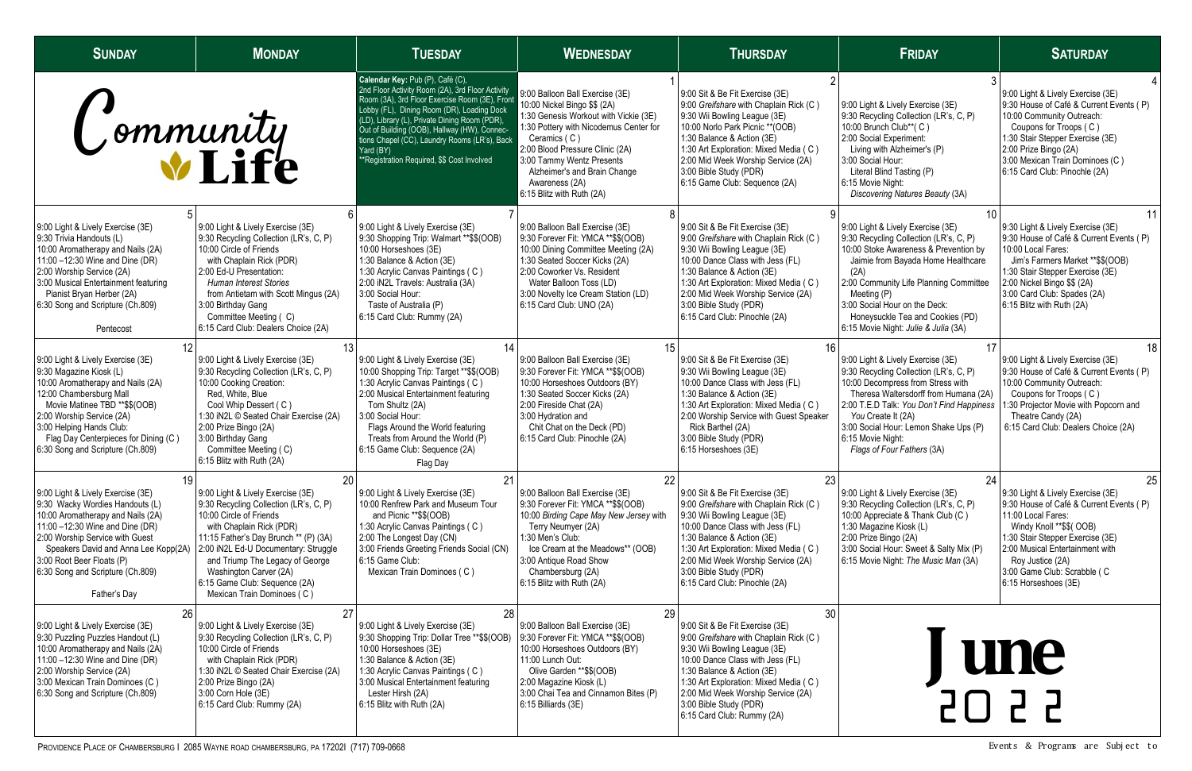# Community Life

# June 2022

Calendar Key: Pub (P), Café (C), 2nd Floor Activity Room (2A), 3rd Floor Activity Room (3A), 3rd Floor Exercise Room (3E), Front Lobby (FL), Dining Room (DR), Loading Dock (LD), Library (L), Private Dining Room (PDR), Out of Building (OOB), Hallway (HW), Connections Chapel (CC), Laundry Rooms (LR's), Back Yard (BY)
**Registration Required, $$ Cost Involved

| SUNDAY | MONDAY | TUESDAY | WEDNESDAY | THURSDAY | FRIDAY | SATURDAY |
|---|---|---|---|---|---|---|
| | | | **1**<br>9:00 Balloon Ball Exercise (3E)<br>10:00 Nickel Bingo $$ (2A)<br>1:30 Genesis Workout with Vickie (3E)<br>1:30 Pottery with Nicodemus Center for Ceramics ( C )<br>2:00 Blood Pressure Clinic (2A)<br>3:00 Tammy Wentz Presents Alzheimer's and Brain Change Awareness (2A)<br>6:15 Blitz with Ruth (2A) | **2**<br>9:00 Sit & Be Fit Exercise (3E)<br>9:00 *Greifshare* with Chaplain Rick (C )<br>9:30 Wii Bowling League (3E)<br>10:00 Norlo Park Picnic **(OOB)<br>1:30 Balance & Action (3E)<br>1:30 Art Exploration: Mixed Media ( C )<br>2:00 Mid Week Worship Service (2A)<br>3:00 Bible Study (PDR)<br>6:15 Game Club: Sequence (2A) | **3**<br>9:00 Light & Lively Exercise (3E)<br>9:30 Recycling Collection (LR's, C, P)<br>10:00 Brunch Club**( C )<br>2:00 Social Experiment: Living with Alzheimer's (P)<br>3:00 Social Hour: Literal Blind Tasting (P)<br>6:15 Movie Night: *Discovering Natures Beauty* (3A) | **4**<br>9:00 Light & Lively Exercise (3E)<br>9:30 House of Café & Current Events ( P)<br>10:00 Community Outreach: Coupons for Troops ( C )<br>1:30 Stair Stepper Exercise (3E)<br>2:00 Prize Bingo (2A)<br>3:00 Mexican Train Dominoes (C )<br>6:15 Card Club: Pinochle (2A) |
| **5**<br>9:00 Light & Lively Exercise (3E)<br>9:30 Trivia Handouts (L)<br>10:00 Aromatherapy and Nails (2A)<br>11:00 –12:30 Wine and Dine (DR)<br>2:00 Worship Service (2A)<br>3:00 Musical Entertainment featuring Pianist Bryan Herber (2A)<br>6:30 Song and Scripture (Ch.809)<br>Pentecost | **6**<br>9:00 Light & Lively Exercise (3E)<br>9:30 Recycling Collection (LR's, C, P)<br>10:00 Circle of Friends with Chaplain Rick (PDR)<br>2:00 Ed-U Presentation: *Human Interest Stories* from Antietam with Scott Mingus (2A)<br>3:00 Birthday Gang Committee Meeting ( C)<br>6:15 Card Club: Dealers Choice (2A) | **7**<br>9:00 Light & Lively Exercise (3E)<br>9:30 Shopping Trip: Walmart **$$(OOB)<br>10:00 Horseshoes (3E)<br>1:30 Balance & Action (3E)<br>1:30 Acrylic Canvas Paintings ( C )<br>2:00 iN2L Travels: Australia (3A)<br>3:00 Social Hour: Taste of Australia (P)<br>6:15 Card Club: Rummy (2A) | **8**<br>9:00 Balloon Ball Exercise (3E)<br>9:30 Forever Fit: YMCA **$$(OOB)<br>10:00 Dining Committee Meeting (2A)<br>1:30 Seated Soccer Kicks (2A)<br>2:00 Coworker Vs. Resident Water Balloon Toss (LD)<br>3:00 Novelty Ice Cream Station (LD)<br>6:15 Card Club: UNO (2A) | **9**<br>9:00 Sit & Be Fit Exercise (3E)<br>9:00 *Greifshare* with Chaplain Rick (C )<br>9:30 Wii Bowling League (3E)<br>10:00 Dance Class with Jess (FL)<br>1:30 Balance & Action (3E)<br>1:30 Art Exploration: Mixed Media ( C )<br>2:00 Mid Week Worship Service (2A)<br>3:00 Bible Study (PDR)<br>6:15 Card Club: Pinochle (2A) | **10**<br>9:00 Light & Lively Exercise (3E)<br>9:30 Recycling Collection (LR's, C, P)<br>10:00 Stoke Awareness & Prevention by Jaimie from Bayada Home Healthcare (2A)<br>2:00 Community Life Planning Committee Meeting (P)<br>3:00 Social Hour on the Deck: Honeysuckle Tea and Cookies (PD)<br>6:15 Movie Night: *Julie & Julia* (3A) | **11**<br>9:30 Light & Lively Exercise (3E)<br>9:30 House of Café & Current Events ( P)<br>10:00 Local Fares: Jim's Farmers Market **$$(OOB)<br>1:30 Stair Stepper Exercise (3E)<br>2:00 Nickel Bingo $$ (2A)<br>3:00 Card Club: Spades (2A)<br>6:15 Blitz with Ruth (2A) |
| **12**<br>9:00 Light & Lively Exercise (3E)<br>9:30 Magazine Kiosk (L)<br>10:00 Aromatherapy and Nails (2A)<br>12:00 Chambersburg Mall Movie Matinee TBD **$$(OOB)<br>2:00 Worship Service (2A)<br>3:00 Helping Hands Club: Flag Day Centerpieces for Dining (C )<br>6:30 Song and Scripture (Ch.809) | **13**<br>9:00 Light & Lively Exercise (3E)<br>9:30 Recycling Collection (LR's, C, P)<br>10:00 Cooking Creation: Red, White, Blue Cool Whip Dessert ( C )<br>1:30 iN2L © Seated Chair Exercise (2A)<br>2:00 Prize Bingo (2A)<br>3:00 Birthday Gang Committee Meeting ( C)<br>6:15 Blitz with Ruth (2A) | **14**<br>9:00 Light & Lively Exercise (3E)<br>10:00 Shopping Trip: Target **$$(OOB)<br>1:30 Acrylic Canvas Paintings ( C )<br>2:00 Musical Entertainment featuring Tom Shultz (2A)<br>3:00 Social Hour: Flags Around the World featuring Treats from Around the World (P)<br>6:15 Game Club: Sequence (2A)<br>Flag Day | **15**<br>9:00 Balloon Ball Exercise (3E)<br>9:30 Forever Fit: YMCA **$$(OOB)<br>10:00 Horseshoes Outdoors (BY)<br>1:30 Seated Soccer Kicks (2A)<br>3:00 Hydration and Chit Chat on the Deck (PD)<br>6:15 Card Club: Pinochle (2A) | **16**<br>9:00 Sit & Be Fit Exercise (3E)<br>9:30 Wii Bowling League (3E)<br>10:00 Dance Class with Jess (FL)<br>1:30 Balance & Action (3E)<br>1:30 Art Exploration: Mixed Media ( C )<br>2:00 Worship Service with Guest Speaker Rick Barthel (2A)<br>3:00 Bible Study (PDR)<br>6:15 Horseshoes (3E) | **17**<br>9:00 Light & Lively Exercise (3E)<br>9:30 Recycling Collection (LR's, C, P)<br>10:00 Decompress from Stress with Theresa Waltersdorff from Humana (2A)<br>2:00 T.E.D Talk: *You Don't Find Happiness You Create It* (2A)<br>3:00 Social Hour: Lemon Shake Ups (P)<br>6:15 Movie Night: *Flags of Four Fathers* (3A) | **18**<br>9:00 Light & Lively Exercise (3E)<br>9:30 House of Café & Current Events ( P)<br>10:00 Community Outreach: Coupons for Troops ( C )<br>1:30 Projector Movie with Popcorn and Theatre Candy (2A)<br>6:15 Card Club: Dealers Choice (2A) |
| **19**<br>9:00 Light & Lively Exercise (3E)<br>9:30 Wacky Wordies Handouts (L)<br>10:00 Aromatherapy and Nails (2A)<br>11:00 –12:30 Wine and Dine (DR)<br>2:00 Worship Service with Guest Speakers David and Anna Lee Kopp(2A)<br>3:00 Root Beer Floats (P)<br>6:30 Song and Scripture (Ch.809)<br>Father's Day | **20**<br>9:00 Light & Lively Exercise (3E)<br>9:30 Recycling Collection (LR's, C, P)<br>10:00 Circle of Friends with Chaplain Rick (PDR)<br>11:15 Father's Day Brunch ** (P) (3A)<br>2:00 iN2L Ed-U Documentary: Struggle and Triumph The Legacy of George Washington Carver (2A)<br>6:15 Game Club: Sequence (2A)<br>Mexican Train Dominoes ( C ) | **21**<br>9:00 Light & Lively Exercise (3E)<br>10:00 Renfrew Park and Museum Tour and Picnic **$$(OOB)<br>1:30 Acrylic Canvas Paintings ( C )<br>2:00 The Longest Day (CN)<br>3:00 Friends Greeting Friends Social (CN)<br>6:15 Game Club: Mexican Train Dominoes ( C ) | **22**<br>9:00 Balloon Ball Exercise (3E)<br>9:30 Forever Fit: YMCA **$$(OOB)<br>10:00 *Birding Cape May New Jersey* with Terry Neumyer (2A)<br>1:30 Men's Club: Ice Cream at the Meadows** (OOB)<br>3:00 Antique Road Show Chambersburg (2A)<br>6:15 Blitz with Ruth (2A) | **23**<br>9:00 Sit & Be Fit Exercise (3E)<br>9:00 *Greifshare* with Chaplain Rick (C )<br>9:30 Wii Bowling League (3E)<br>10:00 Dance Class with Jess (FL)<br>1:30 Balance & Action (3E)<br>1:30 Art Exploration: Mixed Media ( C )<br>2:00 Mid Week Worship Service (2A)<br>3:00 Bible Study (PDR)<br>6:15 Card Club: Pinochle (2A) | **24**<br>9:00 Light & Lively Exercise (3E)<br>9:30 Recycling Collection (LR's, C, P)<br>10:00 Appreciate & Thank Club (C )<br>1:30 Magazine Kiosk (L)<br>2:00 Prize Bingo (2A)<br>3:00 Social Hour: Sweet & Salty Mix (P)<br>6:15 Movie Night: *The Music Man* (3A) | **25**<br>9:30 Light & Lively Exercise (3E)<br>9:30 House of Café & Current Events ( P)<br>11:00 Local Fares: Windy Knoll **$$( OOB)<br>1:30 Stair Stepper Exercise (3E)<br>2:00 Musical Entertainment with Roy Justice (2A)<br>3:00 Game Club: Scrabble ( C<br>6:15 Horseshoes (3E) |
| **26**<br>9:00 Light & Lively Exercise (3E)<br>9:30 Puzzling Puzzles Handout (L)<br>10:00 Aromatherapy and Nails (2A)<br>11:00 –12:30 Wine and Dine (DR)<br>2:00 Worship Service (2A)<br>3:00 Mexican Train Dominoes (C )<br>6:30 Song and Scripture (Ch.809) | **27**<br>9:00 Light & Lively Exercise (3E)<br>9:30 Recycling Collection (LR's, C, P)<br>10:00 Circle of Friends with Chaplain Rick (PDR)<br>1:30 iN2L © Seated Chair Exercise (2A)<br>2:00 Prize Bingo (2A)<br>3:00 Corn Hole (3E)<br>6:15 Card Club: Rummy (2A) | **28**<br>9:00 Light & Lively Exercise (3E)<br>9:30 Shopping Trip: Dollar Tree **$$(OOB)<br>10:00 Horseshoes (3E)<br>1:30 Balance & Action (3E)<br>1:30 Acrylic Canvas Paintings ( C )<br>3:00 Musical Entertainment featuring Lester Hirsh (2A)<br>6:15 Blitz with Ruth (2A) | **29**<br>9:00 Balloon Ball Exercise (3E)<br>9:30 Forever Fit: YMCA **$$(OOB)<br>10:00 Horseshoes Outdoors (BY)<br>11:00 Lunch Out: Olive Garden **$$(OOB)<br>2:00 Magazine Kiosk (L)<br>3:00 Chai Tea and Cinnamon Bites (P)<br>6:15 Billiards (3E) | **30**<br>9:00 Sit & Be Fit Exercise (3E)<br>9:00 *Greifshare* with Chaplain Rick (C )<br>9:30 Wii Bowling League (3E)<br>10:00 Dance Class with Jess (FL)<br>1:30 Balance & Action (3E)<br>1:30 Art Exploration: Mixed Media ( C )<br>2:00 Mid Week Worship Service (2A)<br>3:00 Bible Study (PDR)<br>6:15 Card Club: Rummy (2A) | | |

Providence Place of Chambersburg I 2085 Wayne Road Chambersburg, PA 17202I (717) 709-0668

Events & Programs are Subject to